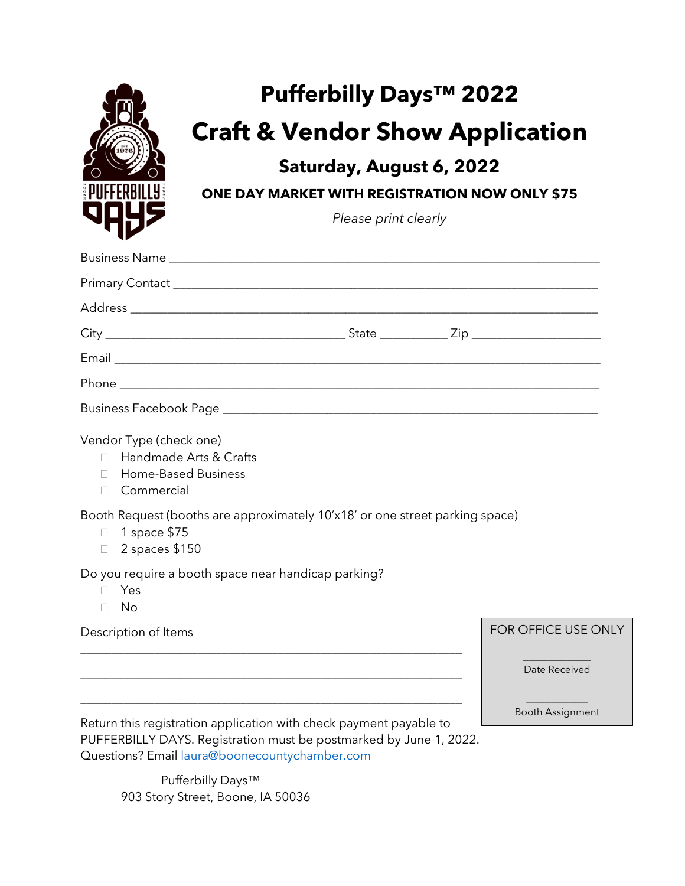# Pufferbilly Days™ 2022

# Craft & Vendor Show Application

## Saturday, August 6, 2022

### ONE DAY MARKET WITH REGISTRATION NOW ONLY $75

*Please print clearly*

Business Name ______________________________________________

Primary Contact ______________________________________________

Address ______________________________________________

City ____________________________ State __________ Zip ________________

Email ______________________________________________

Phone ______________________________________________

Business Facebook Page ______________________________________________

Vendor Type (check one)

- ☐ Handmade Arts & Crafts
- ☐ Home-Based Business
- ☐ Commercial

Booth Request (booths are approximately 10'x18' or one street parking space)

- ☐ 1 space $75
- ☐ 2 spaces $150

Do you require a booth space near handicap parking?

- ☐ Yes
- ☐ No

Description of Items

______________________________________________

______________________________________________

______________________________________________

FOR OFFICE USE ONLY

__________
Date Received

__________
Booth Assignment

Return this registration application with check payment payable to PUFFERBILLY DAYS. Registration must be postmarked by June 1, 2022. Questions? Email laura@boonecountychamber.com

Pufferbilly Days™
903 Story Street, Boone, IA 50036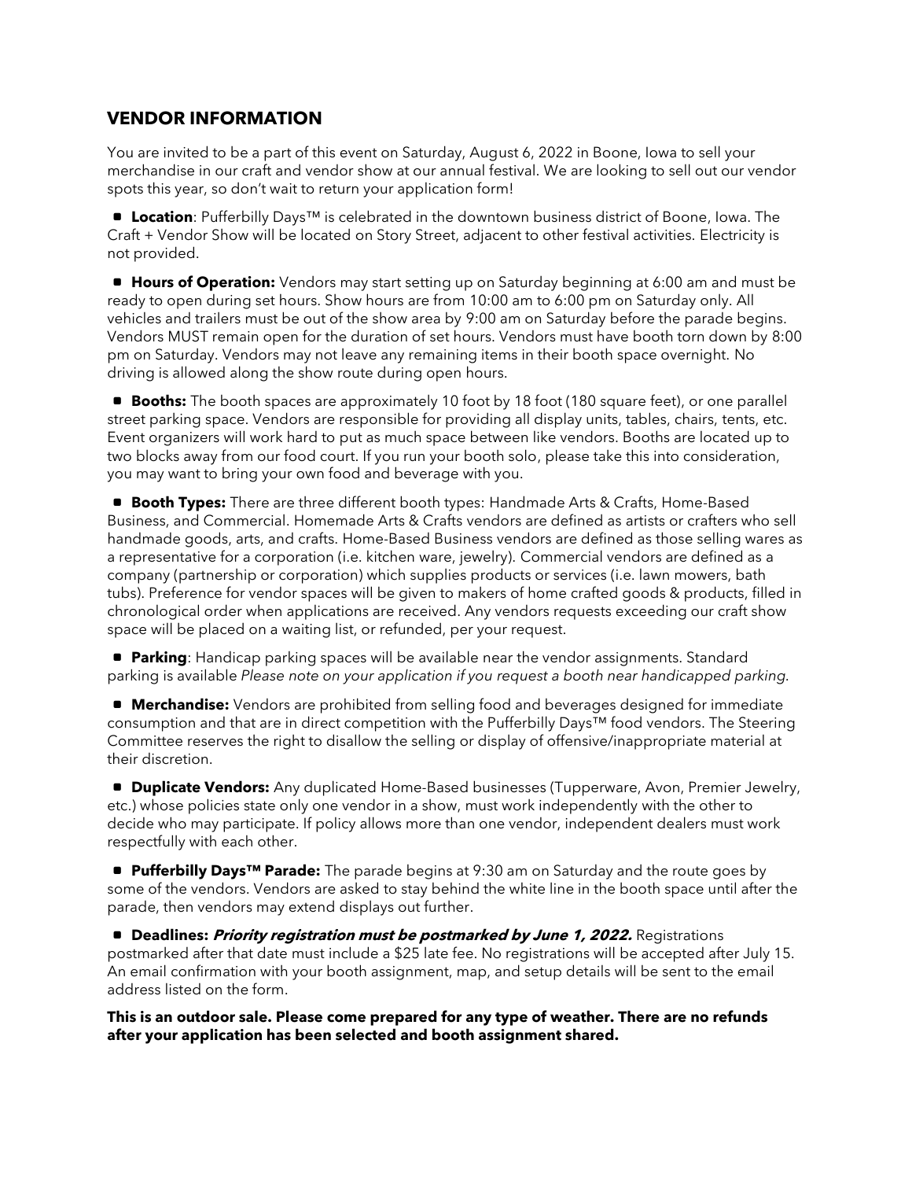## VENDOR INFORMATION

You are invited to be a part of this event on Saturday, August 6, 2022 in Boone, Iowa to sell your merchandise in our craft and vendor show at our annual festival. We are looking to sell out our vendor spots this year, so don't wait to return your application form!

- **Location**: Pufferbilly Days™ is celebrated in the downtown business district of Boone, Iowa. The Craft + Vendor Show will be located on Story Street, adjacent to other festival activities. Electricity is not provided.

- **Hours of Operation:** Vendors may start setting up on Saturday beginning at 6:00 am and must be ready to open during set hours. Show hours are from 10:00 am to 6:00 pm on Saturday only. All vehicles and trailers must be out of the show area by 9:00 am on Saturday before the parade begins. Vendors MUST remain open for the duration of set hours. Vendors must have booth torn down by 8:00 pm on Saturday. Vendors may not leave any remaining items in their booth space overnight. No driving is allowed along the show route during open hours.

- **Booths:** The booth spaces are approximately 10 foot by 18 foot (180 square feet), or one parallel street parking space. Vendors are responsible for providing all display units, tables, chairs, tents, etc. Event organizers will work hard to put as much space between like vendors. Booths are located up to two blocks away from our food court. If you run your booth solo, please take this into consideration, you may want to bring your own food and beverage with you.

- **Booth Types:** There are three different booth types: Handmade Arts & Crafts, Home-Based Business, and Commercial. Homemade Arts & Crafts vendors are defined as artists or crafters who sell handmade goods, arts, and crafts. Home-Based Business vendors are defined as those selling wares as a representative for a corporation (i.e. kitchen ware, jewelry). Commercial vendors are defined as a company (partnership or corporation) which supplies products or services (i.e. lawn mowers, bath tubs). Preference for vendor spaces will be given to makers of home crafted goods & products, filled in chronological order when applications are received. Any vendors requests exceeding our craft show space will be placed on a waiting list, or refunded, per your request.

- **Parking**: Handicap parking spaces will be available near the vendor assignments. Standard parking is available *Please note on your application if you request a booth near handicapped parking.*

- **Merchandise:** Vendors are prohibited from selling food and beverages designed for immediate consumption and that are in direct competition with the Pufferbilly Days™ food vendors. The Steering Committee reserves the right to disallow the selling or display of offensive/inappropriate material at their discretion.

- **Duplicate Vendors:** Any duplicated Home-Based businesses (Tupperware, Avon, Premier Jewelry, etc.) whose policies state only one vendor in a show, must work independently with the other to decide who may participate. If policy allows more than one vendor, independent dealers must work respectfully with each other.

- **Pufferbilly Days™ Parade:** The parade begins at 9:30 am on Saturday and the route goes by some of the vendors. Vendors are asked to stay behind the white line in the booth space until after the parade, then vendors may extend displays out further.

- **Deadlines:** ***Priority registration must be postmarked by June 1, 2022.*** Registrations postmarked after that date must include a $25 late fee. No registrations will be accepted after July 15. An email confirmation with your booth assignment, map, and setup details will be sent to the email address listed on the form.

**This is an outdoor sale. Please come prepared for any type of weather. There are no refunds after your application has been selected and booth assignment shared.**